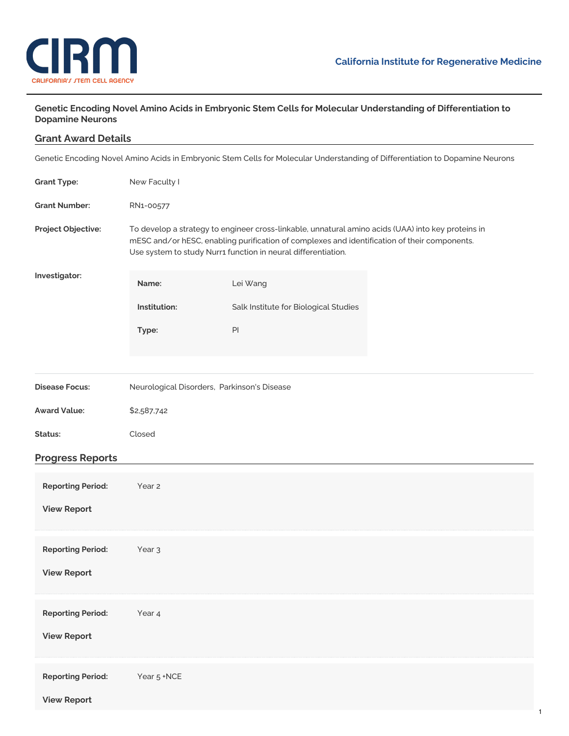California Institute for Regenerative Medicine

# Genetic Encoding Novel Amino Acids in Embryonic Stem Cells for Molecular Understanding of Differentiation to Dopamine Neurons

## Grant Award Details

Genetic Encoding Novel Amino Acids in Embryonic Stem Cells for Molecular Understanding of Differentiation to Dopamine Neurons

**Grant Type:** New Faculty I

**Grant Number:** RN1-00577

**Project Objective:** To develop a strategy to engineer cross-linkable, unnatural amino acids (UAA) into key proteins in mESC and/or hESC, enabling purification of complexes and identification of their components. Use system to study Nurr1 function in neural differentiation.

**Investigator:**

**Name:** Lei Wang

**Institution:** Salk Institute for Biological Studies

**Type:** PI

**Disease Focus:** Neurological Disorders, Parkinson's Disease

**Award Value:** $2,587,742

**Status:** Closed

## Progress Reports

**Reporting Period:** Year 2

**View Report**

**Reporting Period:** Year 3

**View Report**

**Reporting Period:** Year 4

**View Report**

**Reporting Period:** Year 5 +NCE

**View Report**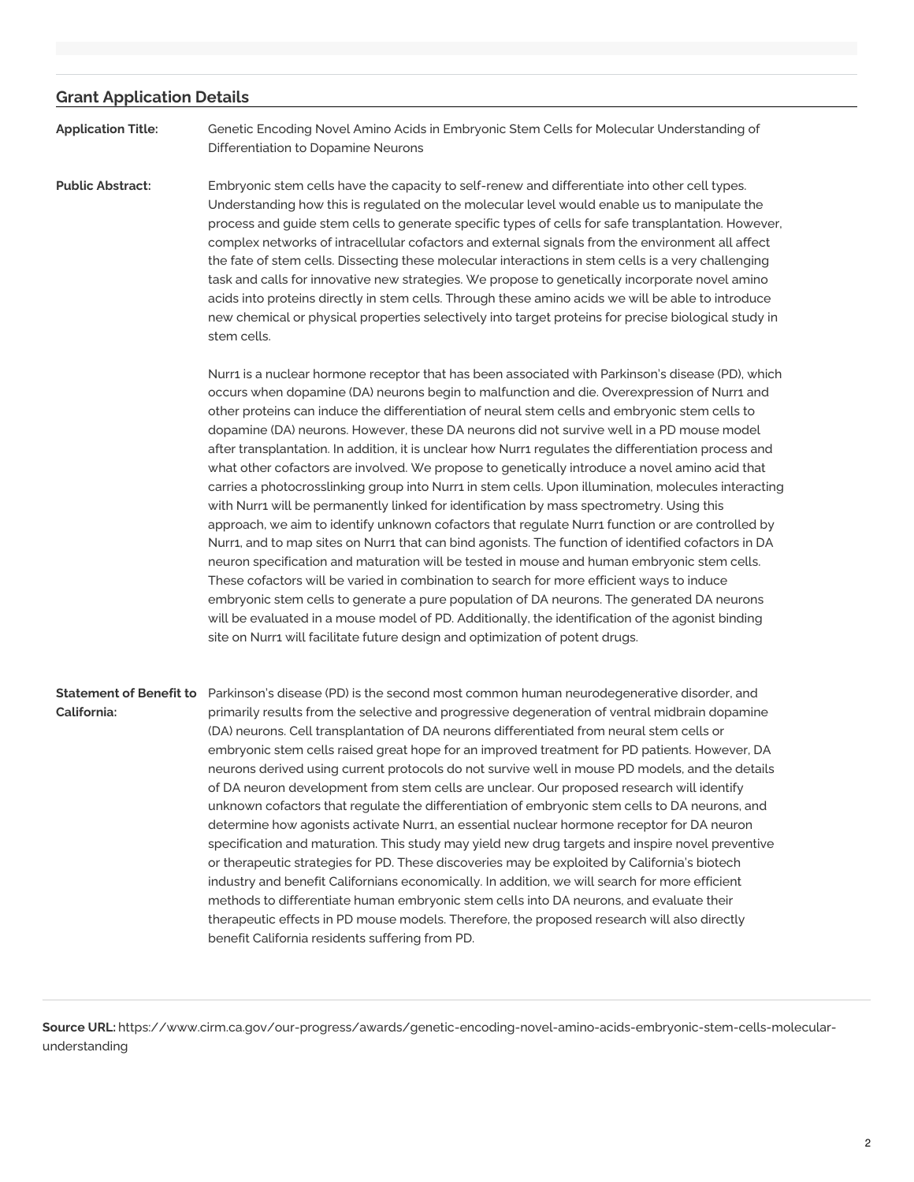## Grant Application Details

**Application Title:** Genetic Encoding Novel Amino Acids in Embryonic Stem Cells for Molecular Understanding of Differentiation to Dopamine Neurons

**Public Abstract:**

Embryonic stem cells have the capacity to self-renew and differentiate into other cell types. Understanding how this is regulated on the molecular level would enable us to manipulate the process and guide stem cells to generate specific types of cells for safe transplantation. However, complex networks of intracellular cofactors and external signals from the environment all affect the fate of stem cells. Dissecting these molecular interactions in stem cells is a very challenging task and calls for innovative new strategies. We propose to genetically incorporate novel amino acids into proteins directly in stem cells. Through these amino acids we will be able to introduce new chemical or physical properties selectively into target proteins for precise biological study in stem cells.

Nurr1 is a nuclear hormone receptor that has been associated with Parkinson's disease (PD), which occurs when dopamine (DA) neurons begin to malfunction and die. Overexpression of Nurr1 and other proteins can induce the differentiation of neural stem cells and embryonic stem cells to dopamine (DA) neurons. However, these DA neurons did not survive well in a PD mouse model after transplantation. In addition, it is unclear how Nurr1 regulates the differentiation process and what other cofactors are involved. We propose to genetically introduce a novel amino acid that carries a photocrosslinking group into Nurr1 in stem cells. Upon illumination, molecules interacting with Nurr1 will be permanently linked for identification by mass spectrometry. Using this approach, we aim to identify unknown cofactors that regulate Nurr1 function or are controlled by Nurr1, and to map sites on Nurr1 that can bind agonists. The function of identified cofactors in DA neuron specification and maturation will be tested in mouse and human embryonic stem cells. These cofactors will be varied in combination to search for more efficient ways to induce embryonic stem cells to generate a pure population of DA neurons. The generated DA neurons will be evaluated in a mouse model of PD. Additionally, the identification of the agonist binding site on Nurr1 will facilitate future design and optimization of potent drugs.

**Statement of Benefit to California:**

Parkinson's disease (PD) is the second most common human neurodegenerative disorder, and primarily results from the selective and progressive degeneration of ventral midbrain dopamine (DA) neurons. Cell transplantation of DA neurons differentiated from neural stem cells or embryonic stem cells raised great hope for an improved treatment for PD patients. However, DA neurons derived using current protocols do not survive well in mouse PD models, and the details of DA neuron development from stem cells are unclear. Our proposed research will identify unknown cofactors that regulate the differentiation of embryonic stem cells to DA neurons, and determine how agonists activate Nurr1, an essential nuclear hormone receptor for DA neuron specification and maturation. This study may yield new drug targets and inspire novel preventive or therapeutic strategies for PD. These discoveries may be exploited by California's biotech industry and benefit Californians economically. In addition, we will search for more efficient methods to differentiate human embryonic stem cells into DA neurons, and evaluate their therapeutic effects in PD mouse models. Therefore, the proposed research will also directly benefit California residents suffering from PD.

**Source URL:** https://www.cirm.ca.gov/our-progress/awards/genetic-encoding-novel-amino-acids-embryonic-stem-cells-molecular-understanding